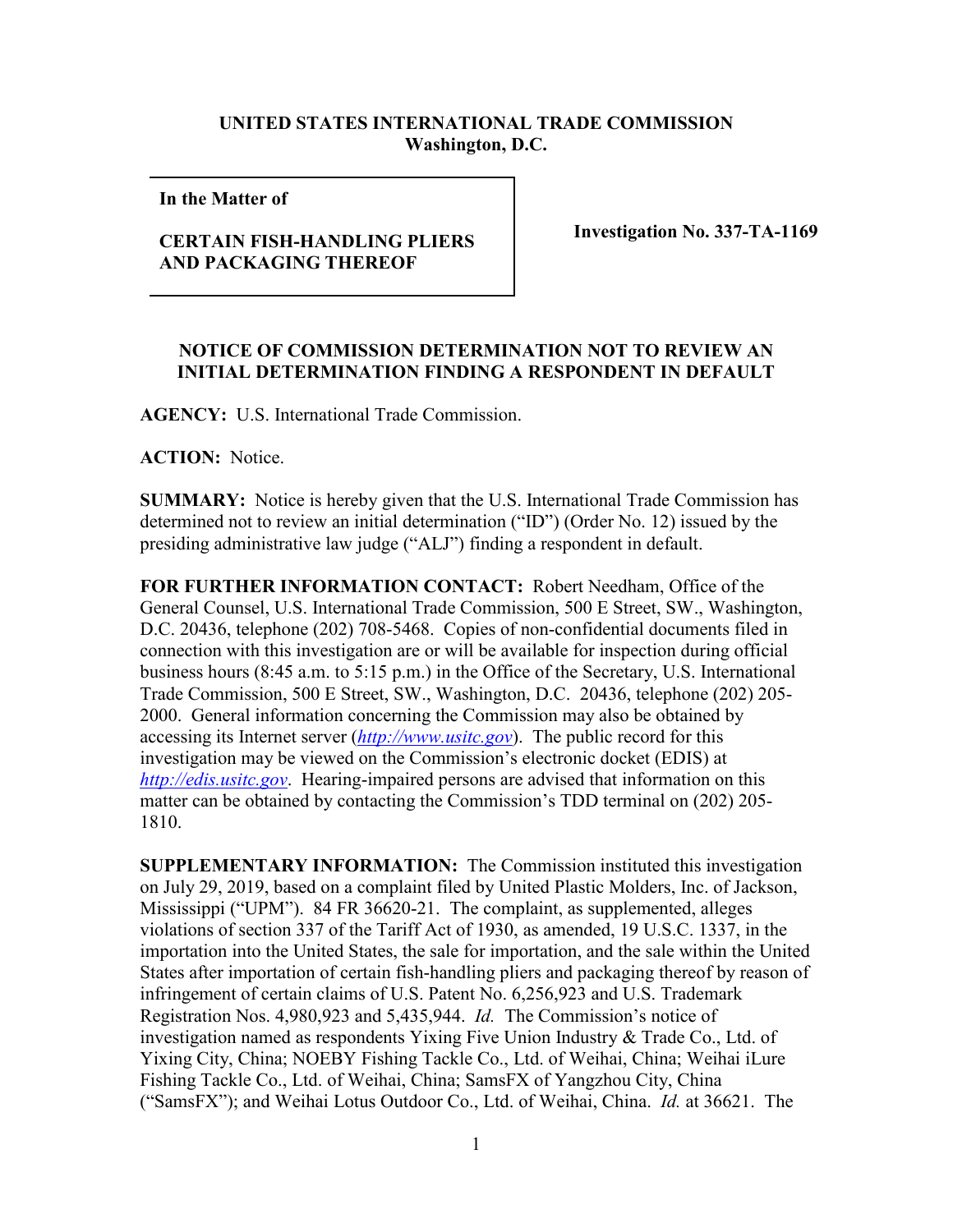**UNITED STATES INTERNATIONAL TRADE COMMISSION**
**Washington, D.C.**

| **In the Matter of** **CERTAIN FISH-HANDLING PLIERS AND PACKAGING THEREOF** | **Investigation No. 337-TA-1169** |
|---|---|

**NOTICE OF COMMISSION DETERMINATION NOT TO REVIEW AN INITIAL DETERMINATION FINDING A RESPONDENT IN DEFAULT**

**AGENCY:** U.S. International Trade Commission.

**ACTION:** Notice.

**SUMMARY:** Notice is hereby given that the U.S. International Trade Commission has determined not to review an initial determination ("ID") (Order No. 12) issued by the presiding administrative law judge ("ALJ") finding a respondent in default.

**FOR FURTHER INFORMATION CONTACT:** Robert Needham, Office of the General Counsel, U.S. International Trade Commission, 500 E Street, SW., Washington, D.C. 20436, telephone (202) 708-5468. Copies of non-confidential documents filed in connection with this investigation are or will be available for inspection during official business hours (8:45 a.m. to 5:15 p.m.) in the Office of the Secretary, U.S. International Trade Commission, 500 E Street, SW., Washington, D.C. 20436, telephone (202) 205-2000. General information concerning the Commission may also be obtained by accessing its Internet server (*http://www.usitc.gov*). The public record for this investigation may be viewed on the Commission's electronic docket (EDIS) at *http://edis.usitc.gov*. Hearing-impaired persons are advised that information on this matter can be obtained by contacting the Commission's TDD terminal on (202) 205-1810.

**SUPPLEMENTARY INFORMATION:** The Commission instituted this investigation on July 29, 2019, based on a complaint filed by United Plastic Molders, Inc. of Jackson, Mississippi ("UPM"). 84 FR 36620-21. The complaint, as supplemented, alleges violations of section 337 of the Tariff Act of 1930, as amended, 19 U.S.C. 1337, in the importation into the United States, the sale for importation, and the sale within the United States after importation of certain fish-handling pliers and packaging thereof by reason of infringement of certain claims of U.S. Patent No. 6,256,923 and U.S. Trademark Registration Nos. 4,980,923 and 5,435,944. *Id.* The Commission's notice of investigation named as respondents Yixing Five Union Industry & Trade Co., Ltd. of Yixing City, China; NOEBY Fishing Tackle Co., Ltd. of Weihai, China; Weihai iLure Fishing Tackle Co., Ltd. of Weihai, China; SamsFX of Yangzhou City, China ("SamsFX"); and Weihai Lotus Outdoor Co., Ltd. of Weihai, China. *Id.* at 36621. The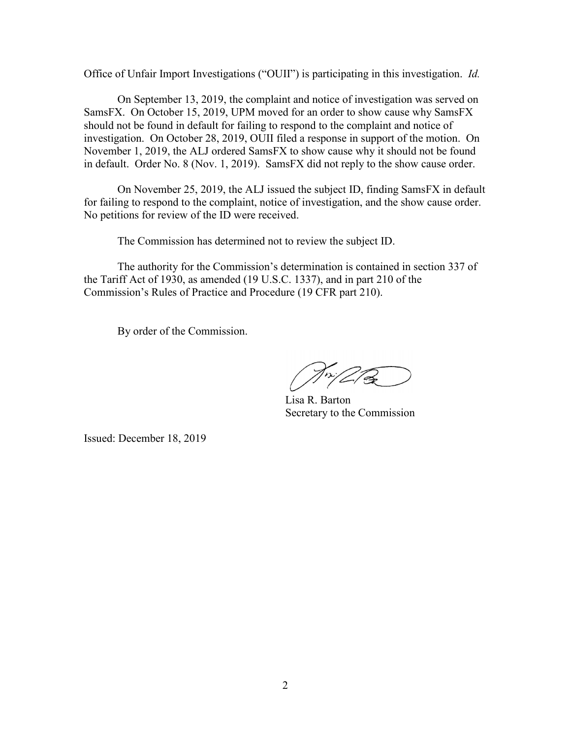Office of Unfair Import Investigations ("OUII") is participating in this investigation. *Id.*

On September 13, 2019, the complaint and notice of investigation was served on SamsFX. On October 15, 2019, UPM moved for an order to show cause why SamsFX should not be found in default for failing to respond to the complaint and notice of investigation. On October 28, 2019, OUII filed a response in support of the motion. On November 1, 2019, the ALJ ordered SamsFX to show cause why it should not be found in default. Order No. 8 (Nov. 1, 2019). SamsFX did not reply to the show cause order.

On November 25, 2019, the ALJ issued the subject ID, finding SamsFX in default for failing to respond to the complaint, notice of investigation, and the show cause order. No petitions for review of the ID were received.

The Commission has determined not to review the subject ID.

The authority for the Commission's determination is contained in section 337 of the Tariff Act of 1930, as amended (19 U.S.C. 1337), and in part 210 of the Commission's Rules of Practice and Procedure (19 CFR part 210).

By order of the Commission.

Lisa R. Barton
Secretary to the Commission

Issued: December 18, 2019